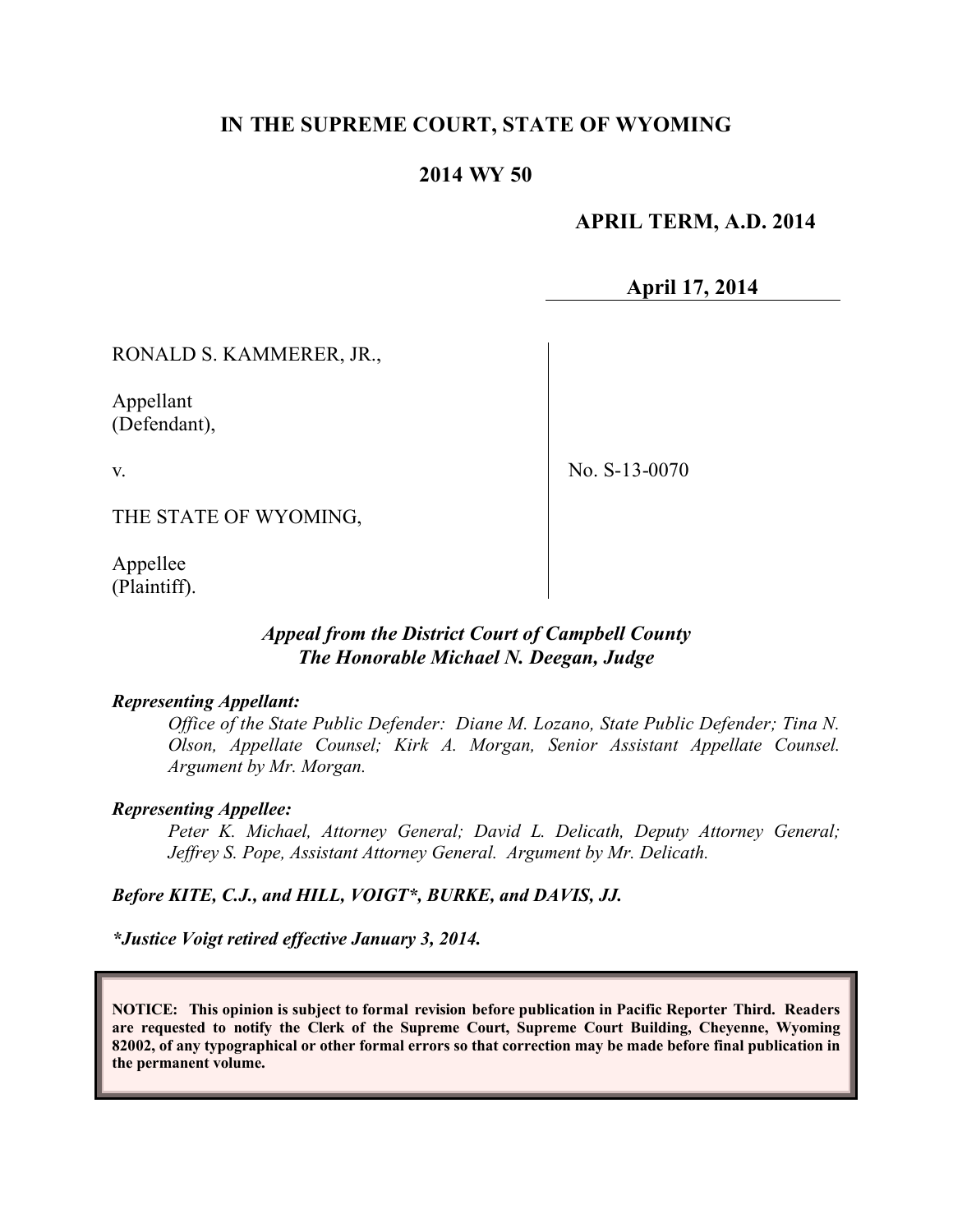# IN THE SUPREME COURT, STATE OF WYOMING

## 2014 WY 50

**APRIL TERM, A.D. 2014**

**April 17, 2014**

RONALD S. KAMMERER, JR.,

Appellant
(Defendant),

v.

THE STATE OF WYOMING,

Appellee
(Plaintiff).

No. S-13-0070

***Appeal from the District Court of Campbell County***
***The Honorable Michael N. Deegan, Judge***

***Representing Appellant:***

*Office of the State Public Defender: Diane M. Lozano, State Public Defender; Tina N. Olson, Appellate Counsel; Kirk A. Morgan, Senior Assistant Appellate Counsel. Argument by Mr. Morgan.*

***Representing Appellee:***

*Peter K. Michael, Attorney General; David L. Delicath, Deputy Attorney General; Jeffrey S. Pope, Assistant Attorney General. Argument by Mr. Delicath.*

***Before KITE, C.J., and HILL, VOIGT\*, BURKE, and DAVIS, JJ.***

***\*Justice Voigt retired effective January 3, 2014.***

**NOTICE: This opinion is subject to formal revision before publication in Pacific Reporter Third. Readers are requested to notify the Clerk of the Supreme Court, Supreme Court Building, Cheyenne, Wyoming 82002, of any typographical or other formal errors so that correction may be made before final publication in the permanent volume.**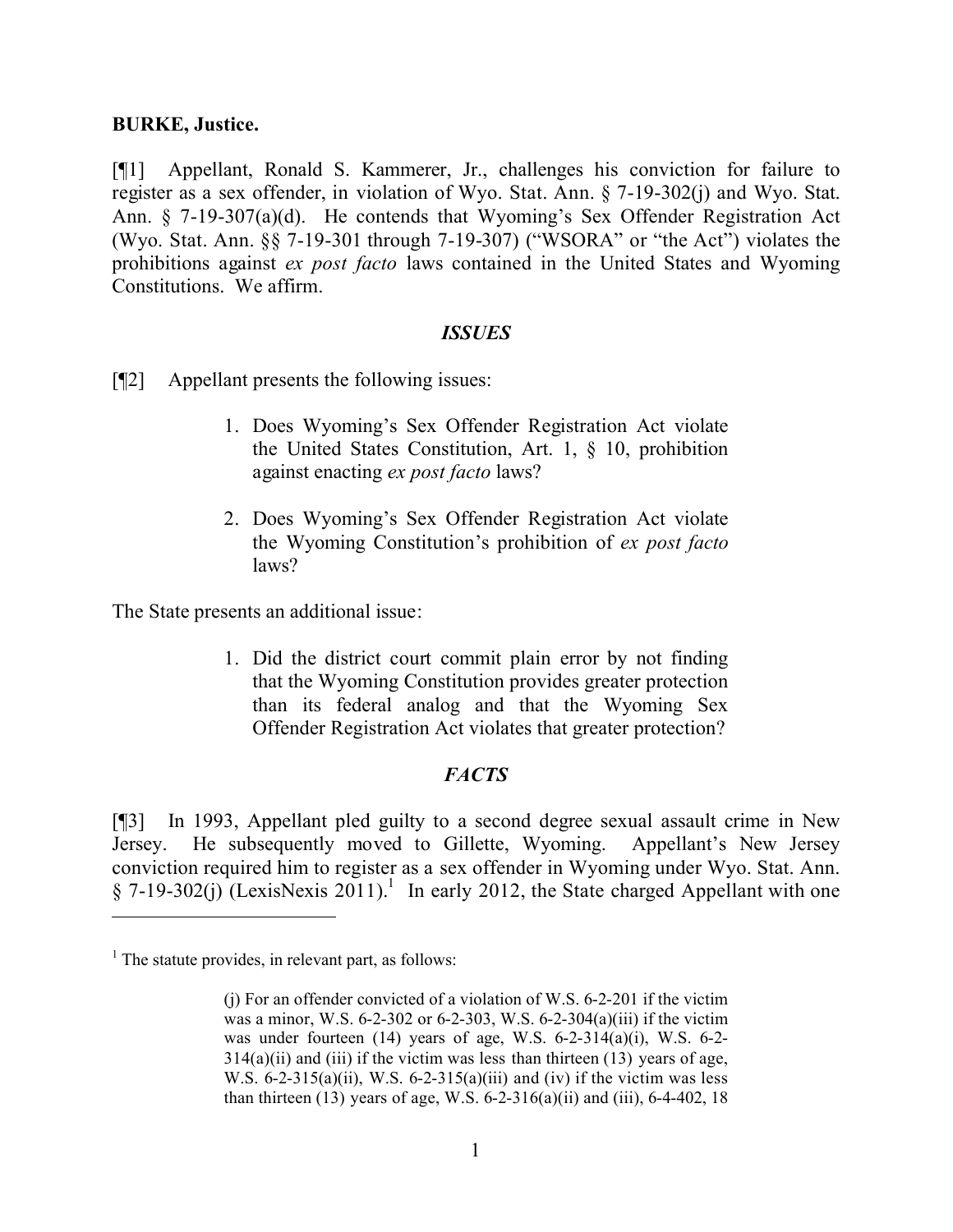**BURKE, Justice.**

[¶1] Appellant, Ronald S. Kammerer, Jr., challenges his conviction for failure to register as a sex offender, in violation of Wyo. Stat. Ann. § 7-19-302(j) and Wyo. Stat. Ann. § 7-19-307(a)(d). He contends that Wyoming's Sex Offender Registration Act (Wyo. Stat. Ann. §§ 7-19-301 through 7-19-307) ("WSORA" or "the Act") violates the prohibitions against *ex post facto* laws contained in the United States and Wyoming Constitutions. We affirm.

## *ISSUES*

[¶2] Appellant presents the following issues:

> 1. Does Wyoming's Sex Offender Registration Act violate the United States Constitution, Art. 1, § 10, prohibition against enacting *ex post facto* laws?
>
> 2. Does Wyoming's Sex Offender Registration Act violate the Wyoming Constitution's prohibition of *ex post facto* laws?

The State presents an additional issue:

> 1. Did the district court commit plain error by not finding that the Wyoming Constitution provides greater protection than its federal analog and that the Wyoming Sex Offender Registration Act violates that greater protection?

## *FACTS*

[¶3] In 1993, Appellant pled guilty to a second degree sexual assault crime in New Jersey. He subsequently moved to Gillette, Wyoming. Appellant's New Jersey conviction required him to register as a sex offender in Wyoming under Wyo. Stat. Ann. § 7-19-302(j) (LexisNexis 2011).[1] In early 2012, the State charged Appellant with one

---

[1] The statute provides, in relevant part, as follows:

> (j) For an offender convicted of a violation of W.S. 6-2-201 if the victim was a minor, W.S. 6-2-302 or 6-2-303, W.S. 6-2-304(a)(iii) if the victim was under fourteen (14) years of age, W.S. 6-2-314(a)(i), W.S. 6-2-314(a)(ii) and (iii) if the victim was less than thirteen (13) years of age, W.S. 6-2-315(a)(ii), W.S. 6-2-315(a)(iii) and (iv) if the victim was less than thirteen (13) years of age, W.S. 6-2-316(a)(ii) and (iii), 6-4-402, 18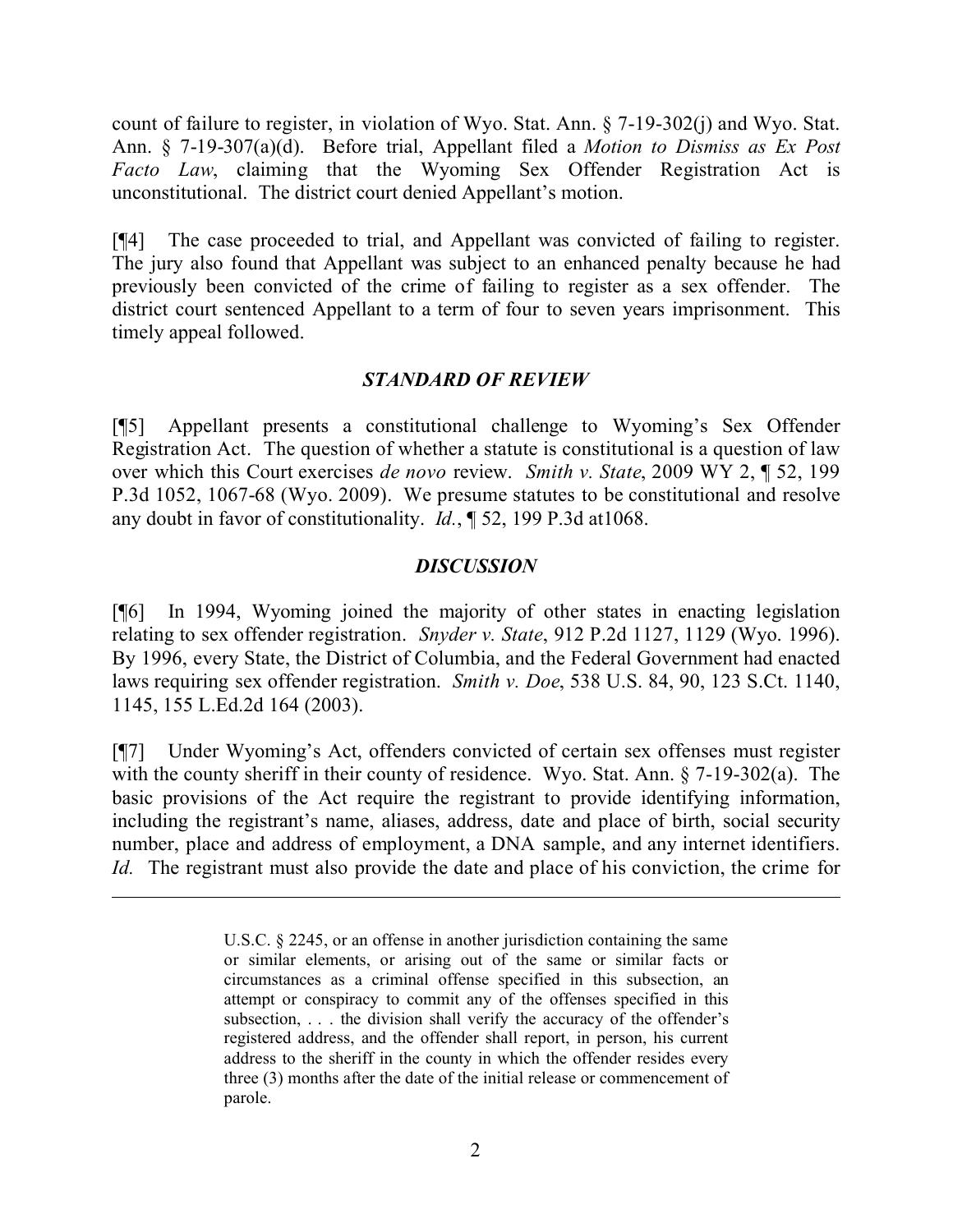count of failure to register, in violation of Wyo. Stat. Ann. § 7-19-302(j) and Wyo. Stat. Ann. § 7-19-307(a)(d). Before trial, Appellant filed a *Motion to Dismiss as Ex Post Facto Law*, claiming that the Wyoming Sex Offender Registration Act is unconstitutional. The district court denied Appellant's motion.

[¶4] The case proceeded to trial, and Appellant was convicted of failing to register. The jury also found that Appellant was subject to an enhanced penalty because he had previously been convicted of the crime of failing to register as a sex offender. The district court sentenced Appellant to a term of four to seven years imprisonment. This timely appeal followed.

### *STANDARD OF REVIEW*

[¶5] Appellant presents a constitutional challenge to Wyoming's Sex Offender Registration Act. The question of whether a statute is constitutional is a question of law over which this Court exercises *de novo* review. *Smith v. State*, 2009 WY 2, ¶ 52, 199 P.3d 1052, 1067-68 (Wyo. 2009). We presume statutes to be constitutional and resolve any doubt in favor of constitutionality. *Id.*, ¶ 52, 199 P.3d at1068.

### *DISCUSSION*

[¶6] In 1994, Wyoming joined the majority of other states in enacting legislation relating to sex offender registration. *Snyder v. State*, 912 P.2d 1127, 1129 (Wyo. 1996). By 1996, every State, the District of Columbia, and the Federal Government had enacted laws requiring sex offender registration. *Smith v. Doe*, 538 U.S. 84, 90, 123 S.Ct. 1140, 1145, 155 L.Ed.2d 164 (2003).

[¶7] Under Wyoming's Act, offenders convicted of certain sex offenses must register with the county sheriff in their county of residence. Wyo. Stat. Ann. § 7-19-302(a). The basic provisions of the Act require the registrant to provide identifying information, including the registrant's name, aliases, address, date and place of birth, social security number, place and address of employment, a DNA sample, and any internet identifiers. *Id.* The registrant must also provide the date and place of his conviction, the crime for

---

> U.S.C. § 2245, or an offense in another jurisdiction containing the same or similar elements, or arising out of the same or similar facts or circumstances as a criminal offense specified in this subsection, an attempt or conspiracy to commit any of the offenses specified in this subsection, . . . the division shall verify the accuracy of the offender's registered address, and the offender shall report, in person, his current address to the sheriff in the county in which the offender resides every three (3) months after the date of the initial release or commencement of parole.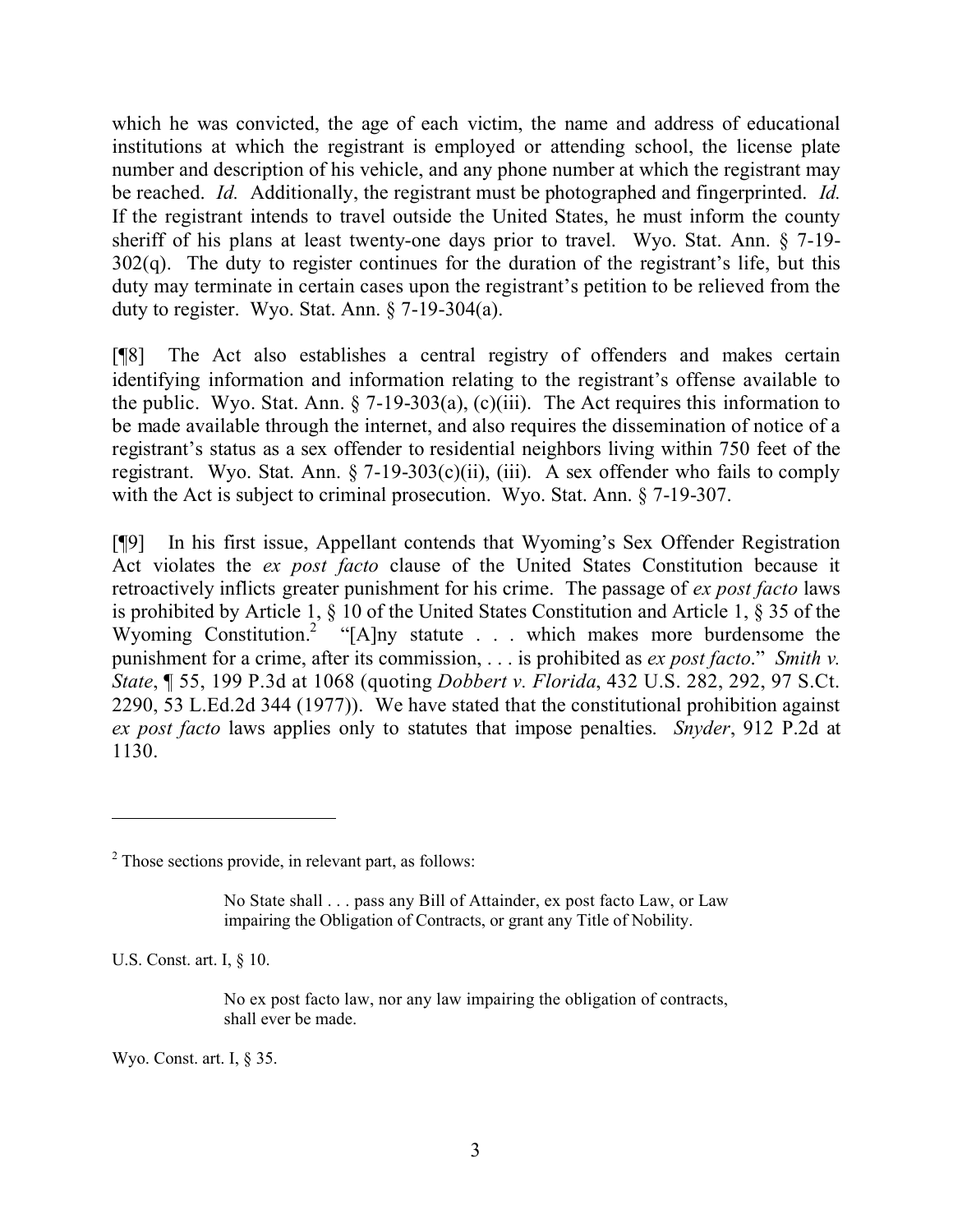which he was convicted, the age of each victim, the name and address of educational institutions at which the registrant is employed or attending school, the license plate number and description of his vehicle, and any phone number at which the registrant may be reached. *Id.* Additionally, the registrant must be photographed and fingerprinted. *Id.* If the registrant intends to travel outside the United States, he must inform the county sheriff of his plans at least twenty-one days prior to travel. Wyo. Stat. Ann. § 7-19-302(q). The duty to register continues for the duration of the registrant's life, but this duty may terminate in certain cases upon the registrant's petition to be relieved from the duty to register. Wyo. Stat. Ann. § 7-19-304(a).

[¶8] The Act also establishes a central registry of offenders and makes certain identifying information and information relating to the registrant's offense available to the public. Wyo. Stat. Ann. § 7-19-303(a), (c)(iii). The Act requires this information to be made available through the internet, and also requires the dissemination of notice of a registrant's status as a sex offender to residential neighbors living within 750 feet of the registrant. Wyo. Stat. Ann. § 7-19-303(c)(ii), (iii). A sex offender who fails to comply with the Act is subject to criminal prosecution. Wyo. Stat. Ann. § 7-19-307.

[¶9] In his first issue, Appellant contends that Wyoming's Sex Offender Registration Act violates the *ex post facto* clause of the United States Constitution because it retroactively inflicts greater punishment for his crime. The passage of *ex post facto* laws is prohibited by Article 1, § 10 of the United States Constitution and Article 1, § 35 of the Wyoming Constitution.[2] "[A]ny statute . . . which makes more burdensome the punishment for a crime, after its commission, . . . is prohibited as *ex post facto*." *Smith v. State*, ¶ 55, 199 P.3d at 1068 (quoting *Dobbert v. Florida*, 432 U.S. 282, 292, 97 S.Ct. 2290, 53 L.Ed.2d 344 (1977)). We have stated that the constitutional prohibition against *ex post facto* laws applies only to statutes that impose penalties. *Snyder*, 912 P.2d at 1130.

---

[2] Those sections provide, in relevant part, as follows:

> No State shall . . . pass any Bill of Attainder, ex post facto Law, or Law impairing the Obligation of Contracts, or grant any Title of Nobility.

U.S. Const. art. I, § 10.

> No ex post facto law, nor any law impairing the obligation of contracts, shall ever be made.

Wyo. Const. art. I, § 35.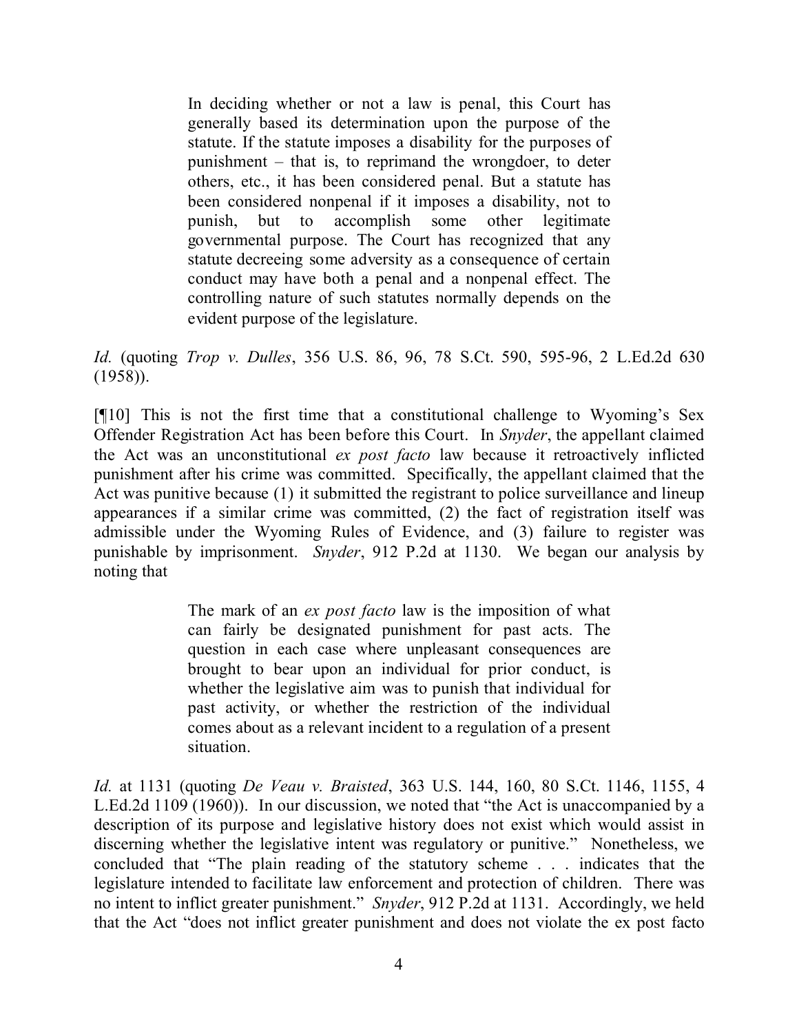> In deciding whether or not a law is penal, this Court has generally based its determination upon the purpose of the statute. If the statute imposes a disability for the purposes of punishment – that is, to reprimand the wrongdoer, to deter others, etc., it has been considered penal. But a statute has been considered nonpenal if it imposes a disability, not to punish, but to accomplish some other legitimate governmental purpose. The Court has recognized that any statute decreeing some adversity as a consequence of certain conduct may have both a penal and a nonpenal effect. The controlling nature of such statutes normally depends on the evident purpose of the legislature.

*Id.* (quoting *Trop v. Dulles*, 356 U.S. 86, 96, 78 S.Ct. 590, 595-96, 2 L.Ed.2d 630 (1958)).

[¶10] This is not the first time that a constitutional challenge to Wyoming's Sex Offender Registration Act has been before this Court. In *Snyder*, the appellant claimed the Act was an unconstitutional *ex post facto* law because it retroactively inflicted punishment after his crime was committed. Specifically, the appellant claimed that the Act was punitive because (1) it submitted the registrant to police surveillance and lineup appearances if a similar crime was committed, (2) the fact of registration itself was admissible under the Wyoming Rules of Evidence, and (3) failure to register was punishable by imprisonment. *Snyder*, 912 P.2d at 1130. We began our analysis by noting that

> The mark of an *ex post facto* law is the imposition of what can fairly be designated punishment for past acts. The question in each case where unpleasant consequences are brought to bear upon an individual for prior conduct, is whether the legislative aim was to punish that individual for past activity, or whether the restriction of the individual comes about as a relevant incident to a regulation of a present situation.

*Id.* at 1131 (quoting *De Veau v. Braisted*, 363 U.S. 144, 160, 80 S.Ct. 1146, 1155, 4 L.Ed.2d 1109 (1960)). In our discussion, we noted that "the Act is unaccompanied by a description of its purpose and legislative history does not exist which would assist in discerning whether the legislative intent was regulatory or punitive." Nonetheless, we concluded that "The plain reading of the statutory scheme . . . indicates that the legislature intended to facilitate law enforcement and protection of children. There was no intent to inflict greater punishment." *Snyder*, 912 P.2d at 1131. Accordingly, we held that the Act "does not inflict greater punishment and does not violate the ex post facto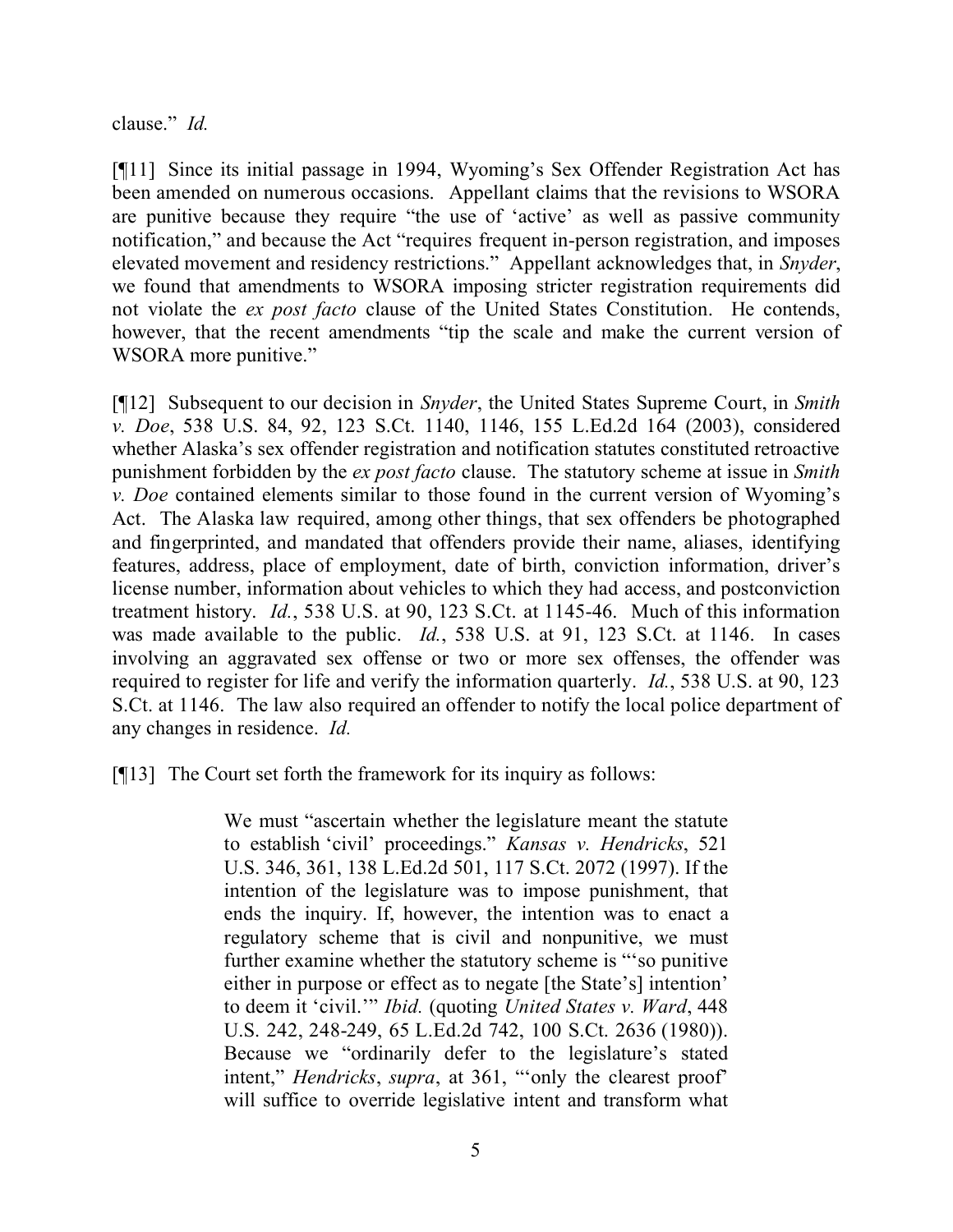clause." *Id.*

[¶11] Since its initial passage in 1994, Wyoming's Sex Offender Registration Act has been amended on numerous occasions. Appellant claims that the revisions to WSORA are punitive because they require "the use of 'active' as well as passive community notification," and because the Act "requires frequent in-person registration, and imposes elevated movement and residency restrictions." Appellant acknowledges that, in *Snyder*, we found that amendments to WSORA imposing stricter registration requirements did not violate the *ex post facto* clause of the United States Constitution. He contends, however, that the recent amendments "tip the scale and make the current version of WSORA more punitive."

[¶12] Subsequent to our decision in *Snyder*, the United States Supreme Court, in *Smith v. Doe*, 538 U.S. 84, 92, 123 S.Ct. 1140, 1146, 155 L.Ed.2d 164 (2003), considered whether Alaska's sex offender registration and notification statutes constituted retroactive punishment forbidden by the *ex post facto* clause. The statutory scheme at issue in *Smith v. Doe* contained elements similar to those found in the current version of Wyoming's Act. The Alaska law required, among other things, that sex offenders be photographed and fingerprinted, and mandated that offenders provide their name, aliases, identifying features, address, place of employment, date of birth, conviction information, driver's license number, information about vehicles to which they had access, and postconviction treatment history. *Id.*, 538 U.S. at 90, 123 S.Ct. at 1145-46. Much of this information was made available to the public. *Id.*, 538 U.S. at 91, 123 S.Ct. at 1146. In cases involving an aggravated sex offense or two or more sex offenses, the offender was required to register for life and verify the information quarterly. *Id.*, 538 U.S. at 90, 123 S.Ct. at 1146. The law also required an offender to notify the local police department of any changes in residence. *Id.*

[¶13] The Court set forth the framework for its inquiry as follows:

> We must "ascertain whether the legislature meant the statute to establish 'civil' proceedings." *Kansas v. Hendricks*, 521 U.S. 346, 361, 138 L.Ed.2d 501, 117 S.Ct. 2072 (1997). If the intention of the legislature was to impose punishment, that ends the inquiry. If, however, the intention was to enact a regulatory scheme that is civil and nonpunitive, we must further examine whether the statutory scheme is "'so punitive either in purpose or effect as to negate [the State's] intention' to deem it 'civil.'" *Ibid.* (quoting *United States v. Ward*, 448 U.S. 242, 248-249, 65 L.Ed.2d 742, 100 S.Ct. 2636 (1980)). Because we "ordinarily defer to the legislature's stated intent," *Hendricks*, *supra*, at 361, "'only the clearest proof' will suffice to override legislative intent and transform what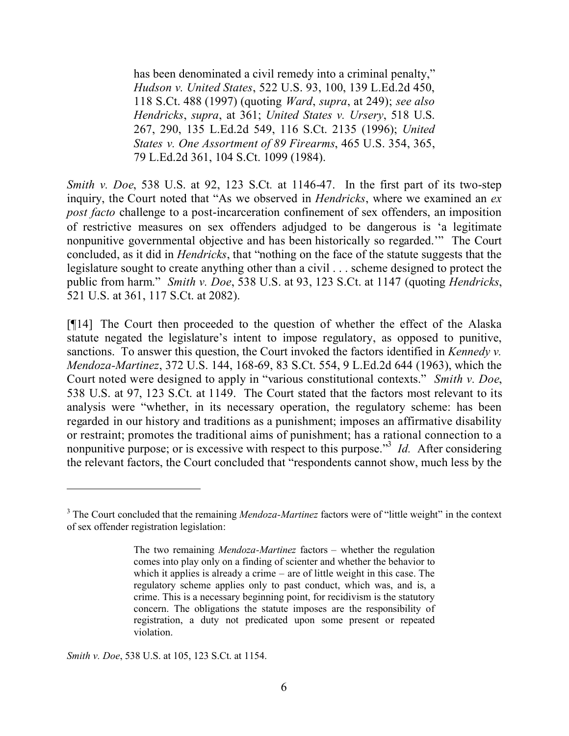> has been denominated a civil remedy into a criminal penalty," *Hudson v. United States*, 522 U.S. 93, 100, 139 L.Ed.2d 450, 118 S.Ct. 488 (1997) (quoting *Ward*, *supra*, at 249); *see also Hendricks*, *supra*, at 361; *United States v. Ursery*, 518 U.S. 267, 290, 135 L.Ed.2d 549, 116 S.Ct. 2135 (1996); *United States v. One Assortment of 89 Firearms*, 465 U.S. 354, 365, 79 L.Ed.2d 361, 104 S.Ct. 1099 (1984).

*Smith v. Doe*, 538 U.S. at 92, 123 S.Ct. at 1146-47. In the first part of its two-step inquiry, the Court noted that "As we observed in *Hendricks*, where we examined an *ex post facto* challenge to a post-incarceration confinement of sex offenders, an imposition of restrictive measures on sex offenders adjudged to be dangerous is 'a legitimate nonpunitive governmental objective and has been historically so regarded.'" The Court concluded, as it did in *Hendricks*, that "nothing on the face of the statute suggests that the legislature sought to create anything other than a civil . . . scheme designed to protect the public from harm." *Smith v. Doe*, 538 U.S. at 93, 123 S.Ct. at 1147 (quoting *Hendricks*, 521 U.S. at 361, 117 S.Ct. at 2082).

[¶14] The Court then proceeded to the question of whether the effect of the Alaska statute negated the legislature's intent to impose regulatory, as opposed to punitive, sanctions. To answer this question, the Court invoked the factors identified in *Kennedy v. Mendoza-Martinez*, 372 U.S. 144, 168-69, 83 S.Ct. 554, 9 L.Ed.2d 644 (1963), which the Court noted were designed to apply in "various constitutional contexts." *Smith v. Doe*, 538 U.S. at 97, 123 S.Ct. at 1149. The Court stated that the factors most relevant to its analysis were "whether, in its necessary operation, the regulatory scheme: has been regarded in our history and traditions as a punishment; imposes an affirmative disability or restraint; promotes the traditional aims of punishment; has a rational connection to a nonpunitive purpose; or is excessive with respect to this purpose."[3] *Id.* After considering the relevant factors, the Court concluded that "respondents cannot show, much less by the

---

[3] The Court concluded that the remaining *Mendoza-Martinez* factors were of "little weight" in the context of sex offender registration legislation:

> The two remaining *Mendoza-Martinez* factors – whether the regulation comes into play only on a finding of scienter and whether the behavior to which it applies is already a crime – are of little weight in this case. The regulatory scheme applies only to past conduct, which was, and is, a crime. This is a necessary beginning point, for recidivism is the statutory concern. The obligations the statute imposes are the responsibility of registration, a duty not predicated upon some present or repeated violation.

*Smith v. Doe*, 538 U.S. at 105, 123 S.Ct. at 1154.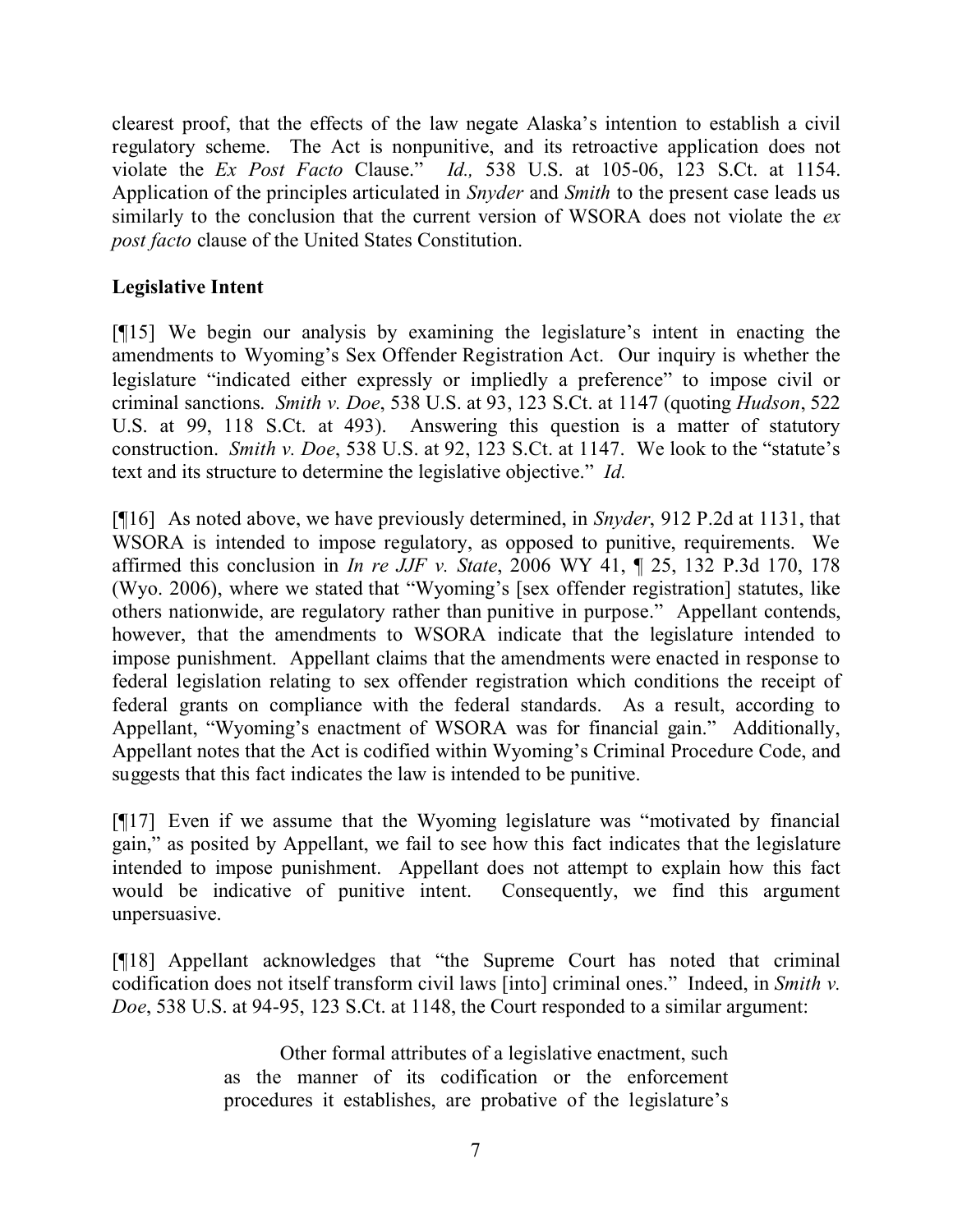clearest proof, that the effects of the law negate Alaska's intention to establish a civil regulatory scheme. The Act is nonpunitive, and its retroactive application does not violate the *Ex Post Facto* Clause." *Id.,* 538 U.S. at 105-06, 123 S.Ct. at 1154. Application of the principles articulated in *Snyder* and *Smith* to the present case leads us similarly to the conclusion that the current version of WSORA does not violate the *ex post facto* clause of the United States Constitution.

**Legislative Intent**

[¶15] We begin our analysis by examining the legislature's intent in enacting the amendments to Wyoming's Sex Offender Registration Act. Our inquiry is whether the legislature "indicated either expressly or impliedly a preference" to impose civil or criminal sanctions. *Smith v. Doe*, 538 U.S. at 93, 123 S.Ct. at 1147 (quoting *Hudson*, 522 U.S. at 99, 118 S.Ct. at 493). Answering this question is a matter of statutory construction. *Smith v. Doe*, 538 U.S. at 92, 123 S.Ct. at 1147. We look to the "statute's text and its structure to determine the legislative objective." *Id.*

[¶16] As noted above, we have previously determined, in *Snyder*, 912 P.2d at 1131, that WSORA is intended to impose regulatory, as opposed to punitive, requirements. We affirmed this conclusion in *In re JJF v. State*, 2006 WY 41, ¶ 25, 132 P.3d 170, 178 (Wyo. 2006), where we stated that "Wyoming's [sex offender registration] statutes, like others nationwide, are regulatory rather than punitive in purpose." Appellant contends, however, that the amendments to WSORA indicate that the legislature intended to impose punishment. Appellant claims that the amendments were enacted in response to federal legislation relating to sex offender registration which conditions the receipt of federal grants on compliance with the federal standards. As a result, according to Appellant, "Wyoming's enactment of WSORA was for financial gain." Additionally, Appellant notes that the Act is codified within Wyoming's Criminal Procedure Code, and suggests that this fact indicates the law is intended to be punitive.

[¶17] Even if we assume that the Wyoming legislature was "motivated by financial gain," as posited by Appellant, we fail to see how this fact indicates that the legislature intended to impose punishment. Appellant does not attempt to explain how this fact would be indicative of punitive intent. Consequently, we find this argument unpersuasive.

[¶18] Appellant acknowledges that "the Supreme Court has noted that criminal codification does not itself transform civil laws [into] criminal ones." Indeed, in *Smith v. Doe*, 538 U.S. at 94-95, 123 S.Ct. at 1148, the Court responded to a similar argument:

> Other formal attributes of a legislative enactment, such as the manner of its codification or the enforcement procedures it establishes, are probative of the legislature's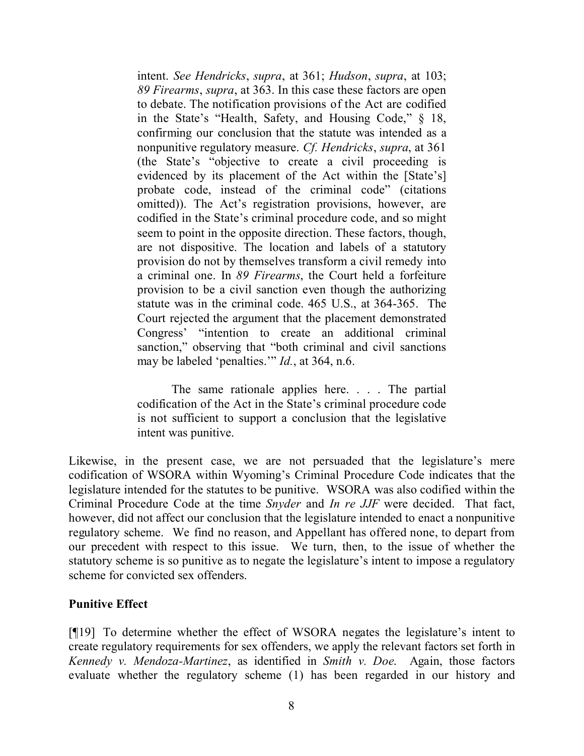intent. *See Hendricks*, *supra*, at 361; *Hudson*, *supra*, at 103; *89 Firearms*, *supra*, at 363. In this case these factors are open to debate. The notification provisions of the Act are codified in the State's "Health, Safety, and Housing Code," § 18, confirming our conclusion that the statute was intended as a nonpunitive regulatory measure. *Cf. Hendricks*, *supra*, at 361 (the State's "objective to create a civil proceeding is evidenced by its placement of the Act within the [State's] probate code, instead of the criminal code" (citations omitted)). The Act's registration provisions, however, are codified in the State's criminal procedure code, and so might seem to point in the opposite direction. These factors, though, are not dispositive. The location and labels of a statutory provision do not by themselves transform a civil remedy into a criminal one. In *89 Firearms*, the Court held a forfeiture provision to be a civil sanction even though the authorizing statute was in the criminal code. 465 U.S., at 364-365. The Court rejected the argument that the placement demonstrated Congress' "intention to create an additional criminal sanction," observing that "both criminal and civil sanctions may be labeled 'penalties.'" *Id.*, at 364, n.6.

> The same rationale applies here. . . . The partial codification of the Act in the State's criminal procedure code is not sufficient to support a conclusion that the legislative intent was punitive.

Likewise, in the present case, we are not persuaded that the legislature's mere codification of WSORA within Wyoming's Criminal Procedure Code indicates that the legislature intended for the statutes to be punitive. WSORA was also codified within the Criminal Procedure Code at the time *Snyder* and *In re JJF* were decided. That fact, however, did not affect our conclusion that the legislature intended to enact a nonpunitive regulatory scheme. We find no reason, and Appellant has offered none, to depart from our precedent with respect to this issue. We turn, then, to the issue of whether the statutory scheme is so punitive as to negate the legislature's intent to impose a regulatory scheme for convicted sex offenders.

**Punitive Effect**

[¶19] To determine whether the effect of WSORA negates the legislature's intent to create regulatory requirements for sex offenders, we apply the relevant factors set forth in *Kennedy v. Mendoza-Martinez*, as identified in *Smith v. Doe*. Again, those factors evaluate whether the regulatory scheme (1) has been regarded in our history and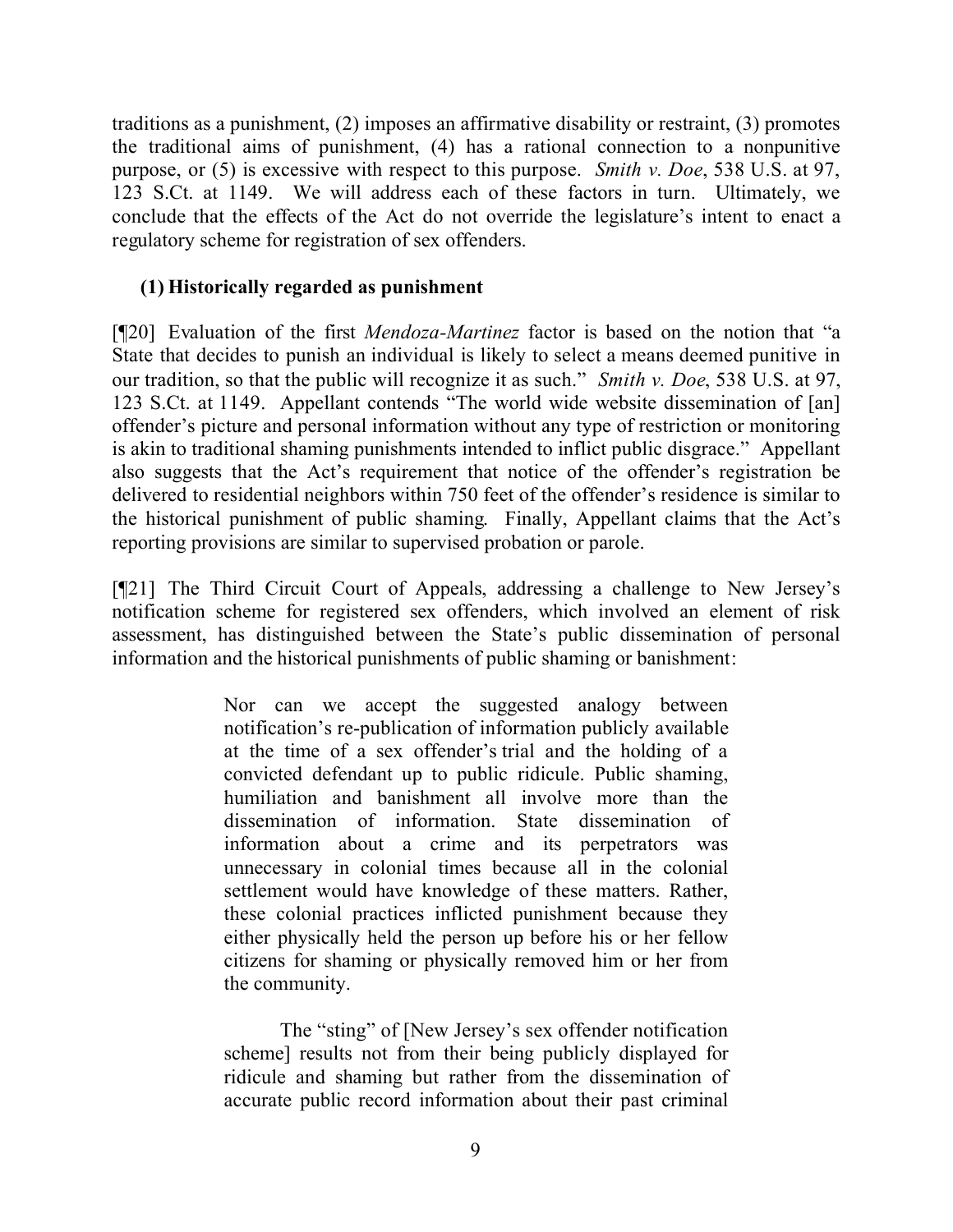traditions as a punishment, (2) imposes an affirmative disability or restraint, (3) promotes the traditional aims of punishment, (4) has a rational connection to a nonpunitive purpose, or (5) is excessive with respect to this purpose. *Smith v. Doe*, 538 U.S. at 97, 123 S.Ct. at 1149. We will address each of these factors in turn. Ultimately, we conclude that the effects of the Act do not override the legislature's intent to enact a regulatory scheme for registration of sex offenders.

**(1) Historically regarded as punishment**

[¶20] Evaluation of the first *Mendoza-Martinez* factor is based on the notion that "a State that decides to punish an individual is likely to select a means deemed punitive in our tradition, so that the public will recognize it as such." *Smith v. Doe*, 538 U.S. at 97, 123 S.Ct. at 1149. Appellant contends "The world wide website dissemination of [an] offender's picture and personal information without any type of restriction or monitoring is akin to traditional shaming punishments intended to inflict public disgrace." Appellant also suggests that the Act's requirement that notice of the offender's registration be delivered to residential neighbors within 750 feet of the offender's residence is similar to the historical punishment of public shaming. Finally, Appellant claims that the Act's reporting provisions are similar to supervised probation or parole.

[¶21] The Third Circuit Court of Appeals, addressing a challenge to New Jersey's notification scheme for registered sex offenders, which involved an element of risk assessment, has distinguished between the State's public dissemination of personal information and the historical punishments of public shaming or banishment:

> Nor can we accept the suggested analogy between notification's re-publication of information publicly available at the time of a sex offender's trial and the holding of a convicted defendant up to public ridicule. Public shaming, humiliation and banishment all involve more than the dissemination of information. State dissemination of information about a crime and its perpetrators was unnecessary in colonial times because all in the colonial settlement would have knowledge of these matters. Rather, these colonial practices inflicted punishment because they either physically held the person up before his or her fellow citizens for shaming or physically removed him or her from the community.
>
> The "sting" of [New Jersey's sex offender notification scheme] results not from their being publicly displayed for ridicule and shaming but rather from the dissemination of accurate public record information about their past criminal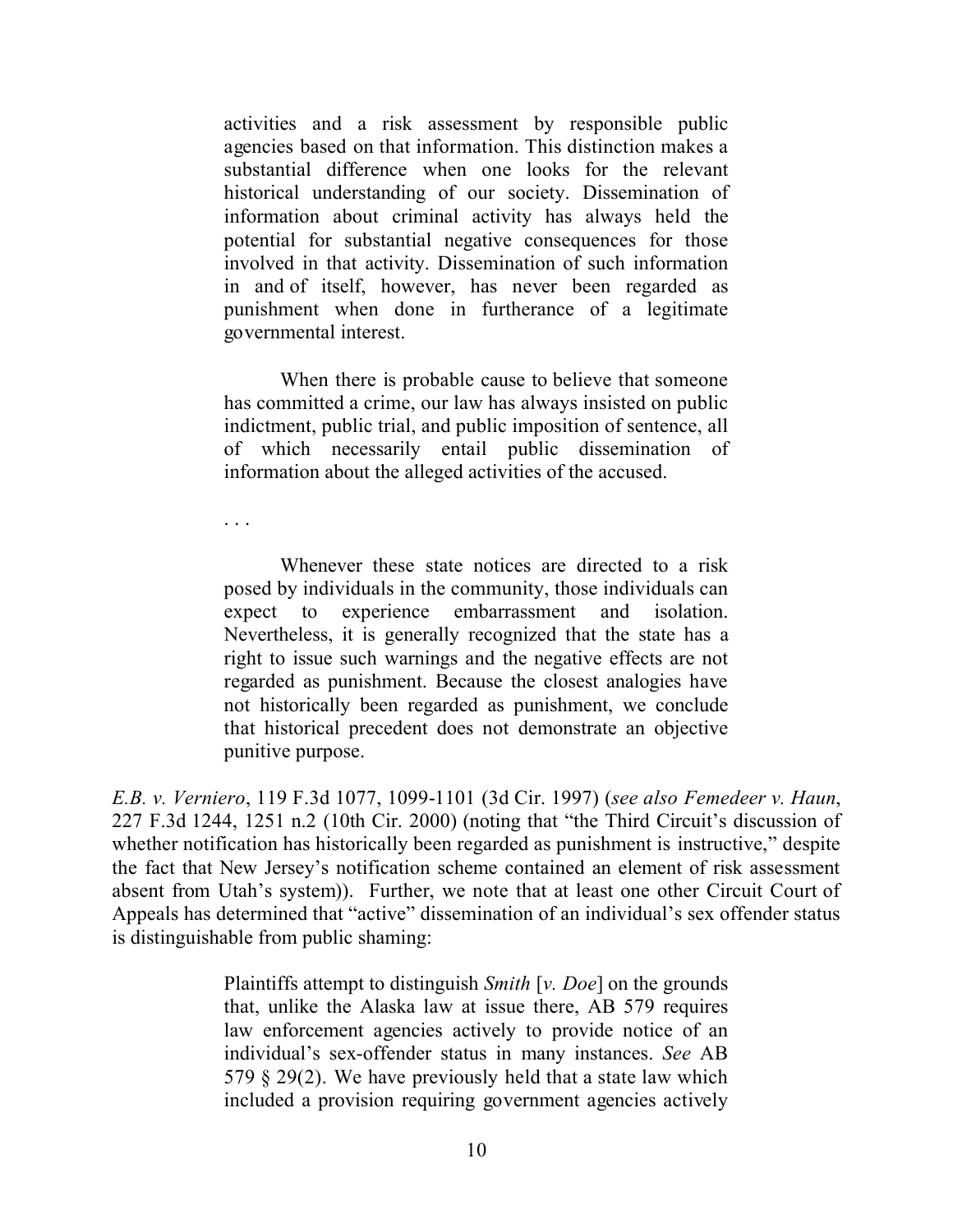> activities and a risk assessment by responsible public agencies based on that information. This distinction makes a substantial difference when one looks for the relevant historical understanding of our society. Dissemination of information about criminal activity has always held the potential for substantial negative consequences for those involved in that activity. Dissemination of such information in and of itself, however, has never been regarded as punishment when done in furtherance of a legitimate governmental interest.
>
> When there is probable cause to believe that someone has committed a crime, our law has always insisted on public indictment, public trial, and public imposition of sentence, all of which necessarily entail public dissemination of information about the alleged activities of the accused.
>
> . . .
>
> Whenever these state notices are directed to a risk posed by individuals in the community, those individuals can expect to experience embarrassment and isolation. Nevertheless, it is generally recognized that the state has a right to issue such warnings and the negative effects are not regarded as punishment. Because the closest analogies have not historically been regarded as punishment, we conclude that historical precedent does not demonstrate an objective punitive purpose.

*E.B. v. Verniero*, 119 F.3d 1077, 1099-1101 (3d Cir. 1997) (*see also Femedeer v. Haun*, 227 F.3d 1244, 1251 n.2 (10th Cir. 2000) (noting that "the Third Circuit's discussion of whether notification has historically been regarded as punishment is instructive," despite the fact that New Jersey's notification scheme contained an element of risk assessment absent from Utah's system)). Further, we note that at least one other Circuit Court of Appeals has determined that "active" dissemination of an individual's sex offender status is distinguishable from public shaming:

> Plaintiffs attempt to distinguish *Smith* [*v. Doe*] on the grounds that, unlike the Alaska law at issue there, AB 579 requires law enforcement agencies actively to provide notice of an individual's sex-offender status in many instances. *See* AB 579 § 29(2). We have previously held that a state law which included a provision requiring government agencies actively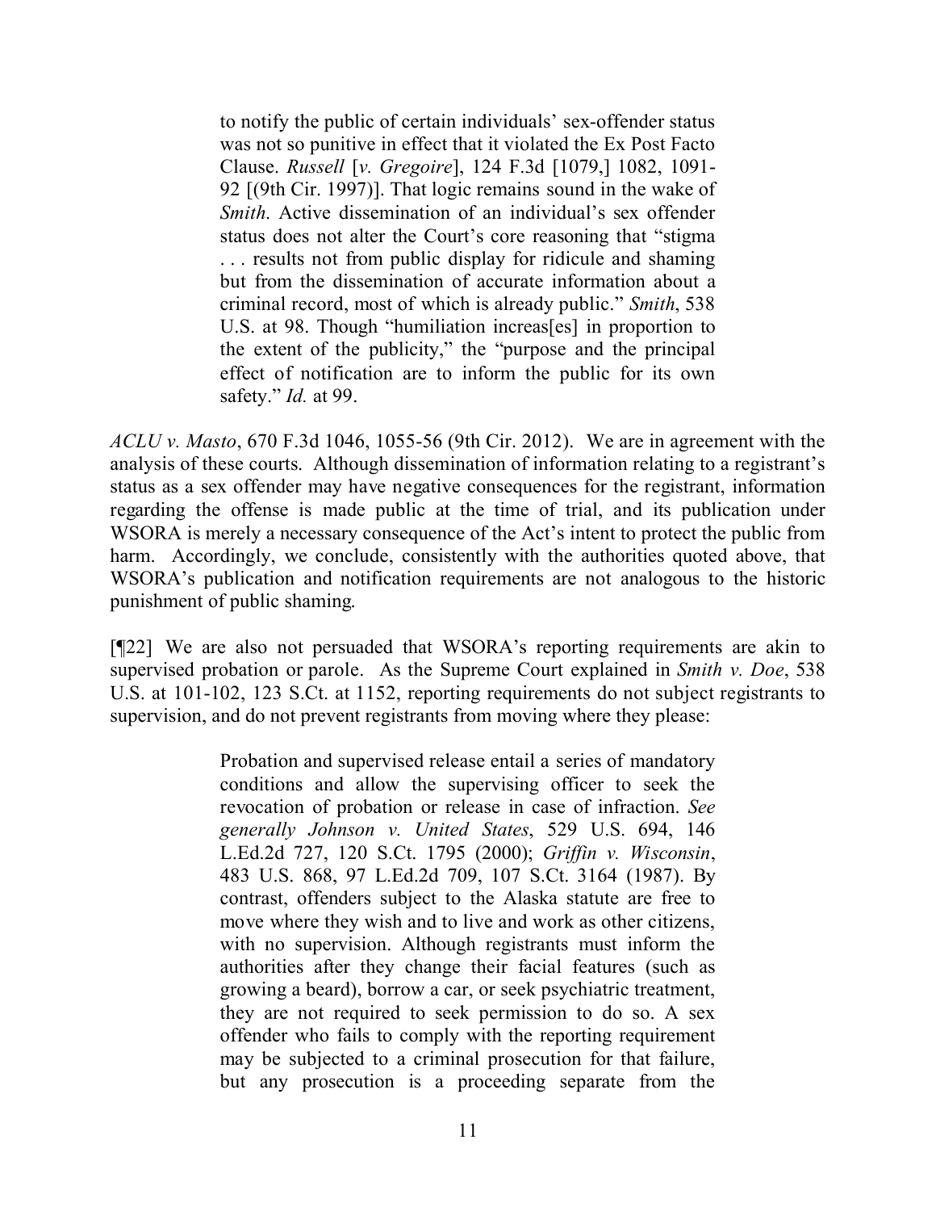> to notify the public of certain individuals' sex-offender status was not so punitive in effect that it violated the Ex Post Facto Clause. *Russell* [*v. Gregoire*], 124 F.3d [1079,] 1082, 1091-92 [(9th Cir. 1997)]. That logic remains sound in the wake of *Smith*. Active dissemination of an individual's sex offender status does not alter the Court's core reasoning that "stigma . . . results not from public display for ridicule and shaming but from the dissemination of accurate information about a criminal record, most of which is already public." *Smith*, 538 U.S. at 98. Though "humiliation increas[es] in proportion to the extent of the publicity," the "purpose and the principal effect of notification are to inform the public for its own safety." *Id.* at 99.

*ACLU v. Masto*, 670 F.3d 1046, 1055-56 (9th Cir. 2012). We are in agreement with the analysis of these courts. Although dissemination of information relating to a registrant's status as a sex offender may have negative consequences for the registrant, information regarding the offense is made public at the time of trial, and its publication under WSORA is merely a necessary consequence of the Act's intent to protect the public from harm. Accordingly, we conclude, consistently with the authorities quoted above, that WSORA's publication and notification requirements are not analogous to the historic punishment of public shaming.

[¶22] We are also not persuaded that WSORA's reporting requirements are akin to supervised probation or parole. As the Supreme Court explained in *Smith v. Doe*, 538 U.S. at 101-102, 123 S.Ct. at 1152, reporting requirements do not subject registrants to supervision, and do not prevent registrants from moving where they please:

> Probation and supervised release entail a series of mandatory conditions and allow the supervising officer to seek the revocation of probation or release in case of infraction. *See generally Johnson v. United States*, 529 U.S. 694, 146 L.Ed.2d 727, 120 S.Ct. 1795 (2000); *Griffin v. Wisconsin*, 483 U.S. 868, 97 L.Ed.2d 709, 107 S.Ct. 3164 (1987). By contrast, offenders subject to the Alaska statute are free to move where they wish and to live and work as other citizens, with no supervision. Although registrants must inform the authorities after they change their facial features (such as growing a beard), borrow a car, or seek psychiatric treatment, they are not required to seek permission to do so. A sex offender who fails to comply with the reporting requirement may be subjected to a criminal prosecution for that failure, but any prosecution is a proceeding separate from the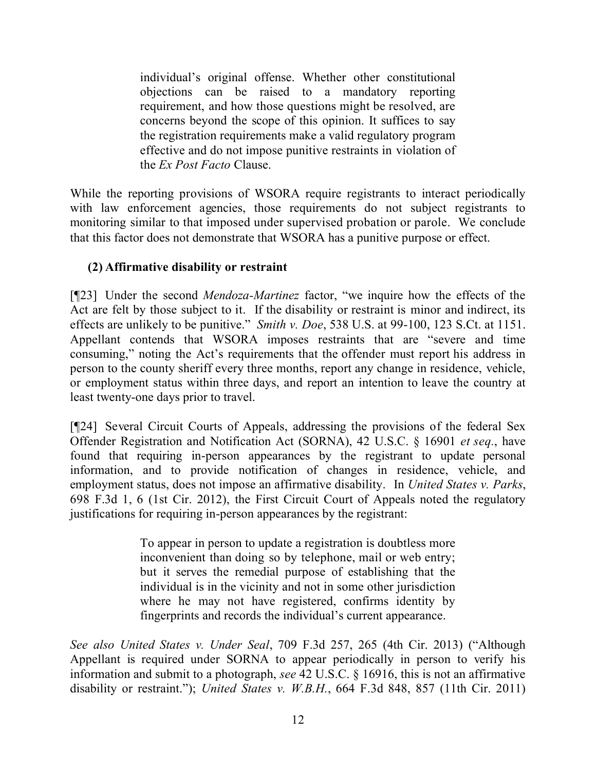> individual's original offense. Whether other constitutional objections can be raised to a mandatory reporting requirement, and how those questions might be resolved, are concerns beyond the scope of this opinion. It suffices to say the registration requirements make a valid regulatory program effective and do not impose punitive restraints in violation of the *Ex Post Facto* Clause.

While the reporting provisions of WSORA require registrants to interact periodically with law enforcement agencies, those requirements do not subject registrants to monitoring similar to that imposed under supervised probation or parole. We conclude that this factor does not demonstrate that WSORA has a punitive purpose or effect.

**(2) Affirmative disability or restraint**

[¶23] Under the second *Mendoza-Martinez* factor, "we inquire how the effects of the Act are felt by those subject to it. If the disability or restraint is minor and indirect, its effects are unlikely to be punitive." *Smith v. Doe*, 538 U.S. at 99-100, 123 S.Ct. at 1151. Appellant contends that WSORA imposes restraints that are "severe and time consuming," noting the Act's requirements that the offender must report his address in person to the county sheriff every three months, report any change in residence, vehicle, or employment status within three days, and report an intention to leave the country at least twenty-one days prior to travel.

[¶24] Several Circuit Courts of Appeals, addressing the provisions of the federal Sex Offender Registration and Notification Act (SORNA), 42 U.S.C. § 16901 *et seq*., have found that requiring in-person appearances by the registrant to update personal information, and to provide notification of changes in residence, vehicle, and employment status, does not impose an affirmative disability. In *United States v. Parks*, 698 F.3d 1, 6 (1st Cir. 2012), the First Circuit Court of Appeals noted the regulatory justifications for requiring in-person appearances by the registrant:

> To appear in person to update a registration is doubtless more inconvenient than doing so by telephone, mail or web entry; but it serves the remedial purpose of establishing that the individual is in the vicinity and not in some other jurisdiction where he may not have registered, confirms identity by fingerprints and records the individual's current appearance.

*See also United States v. Under Seal*, 709 F.3d 257, 265 (4th Cir. 2013) ("Although Appellant is required under SORNA to appear periodically in person to verify his information and submit to a photograph, *see* 42 U.S.C. § 16916, this is not an affirmative disability or restraint."); *United States v. W.B.H.*, 664 F.3d 848, 857 (11th Cir. 2011)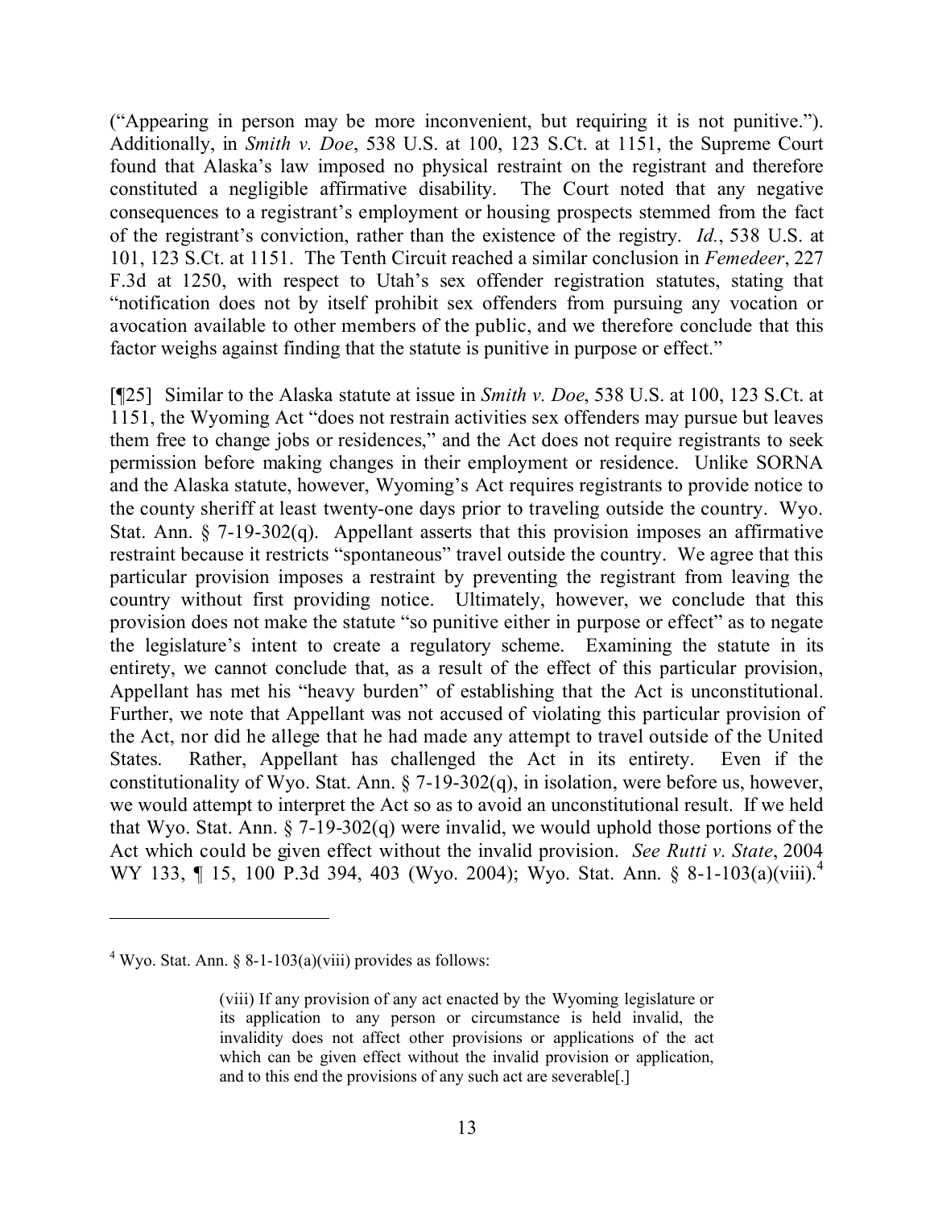(“Appearing in person may be more inconvenient, but requiring it is not punitive.”). Additionally, in *Smith v. Doe*, 538 U.S. at 100, 123 S.Ct. at 1151, the Supreme Court found that Alaska’s law imposed no physical restraint on the registrant and therefore constituted a negligible affirmative disability. The Court noted that any negative consequences to a registrant’s employment or housing prospects stemmed from the fact of the registrant’s conviction, rather than the existence of the registry. *Id.*, 538 U.S. at 101, 123 S.Ct. at 1151. The Tenth Circuit reached a similar conclusion in *Femedeer*, 227 F.3d at 1250, with respect to Utah’s sex offender registration statutes, stating that “notification does not by itself prohibit sex offenders from pursuing any vocation or avocation available to other members of the public, and we therefore conclude that this factor weighs against finding that the statute is punitive in purpose or effect.”

[¶25] Similar to the Alaska statute at issue in *Smith v. Doe*, 538 U.S. at 100, 123 S.Ct. at 1151, the Wyoming Act “does not restrain activities sex offenders may pursue but leaves them free to change jobs or residences,” and the Act does not require registrants to seek permission before making changes in their employment or residence. Unlike SORNA and the Alaska statute, however, Wyoming’s Act requires registrants to provide notice to the county sheriff at least twenty-one days prior to traveling outside the country. Wyo. Stat. Ann. § 7-19-302(q). Appellant asserts that this provision imposes an affirmative restraint because it restricts “spontaneous” travel outside the country. We agree that this particular provision imposes a restraint by preventing the registrant from leaving the country without first providing notice. Ultimately, however, we conclude that this provision does not make the statute “so punitive either in purpose or effect” as to negate the legislature’s intent to create a regulatory scheme. Examining the statute in its entirety, we cannot conclude that, as a result of the effect of this particular provision, Appellant has met his “heavy burden” of establishing that the Act is unconstitutional. Further, we note that Appellant was not accused of violating this particular provision of the Act, nor did he allege that he had made any attempt to travel outside of the United States. Rather, Appellant has challenged the Act in its entirety. Even if the constitutionality of Wyo. Stat. Ann. § 7-19-302(q), in isolation, were before us, however, we would attempt to interpret the Act so as to avoid an unconstitutional result. If we held that Wyo. Stat. Ann. § 7-19-302(q) were invalid, we would uphold those portions of the Act which could be given effect without the invalid provision. *See Rutti v. State*, 2004 WY 133, ¶ 15, 100 P.3d 394, 403 (Wyo. 2004); Wyo. Stat. Ann. § 8-1-103(a)(viii).[4]

---

[4] Wyo. Stat. Ann. § 8-1-103(a)(viii) provides as follows:

> (viii) If any provision of any act enacted by the Wyoming legislature or its application to any person or circumstance is held invalid, the invalidity does not affect other provisions or applications of the act which can be given effect without the invalid provision or application, and to this end the provisions of any such act are severable[.]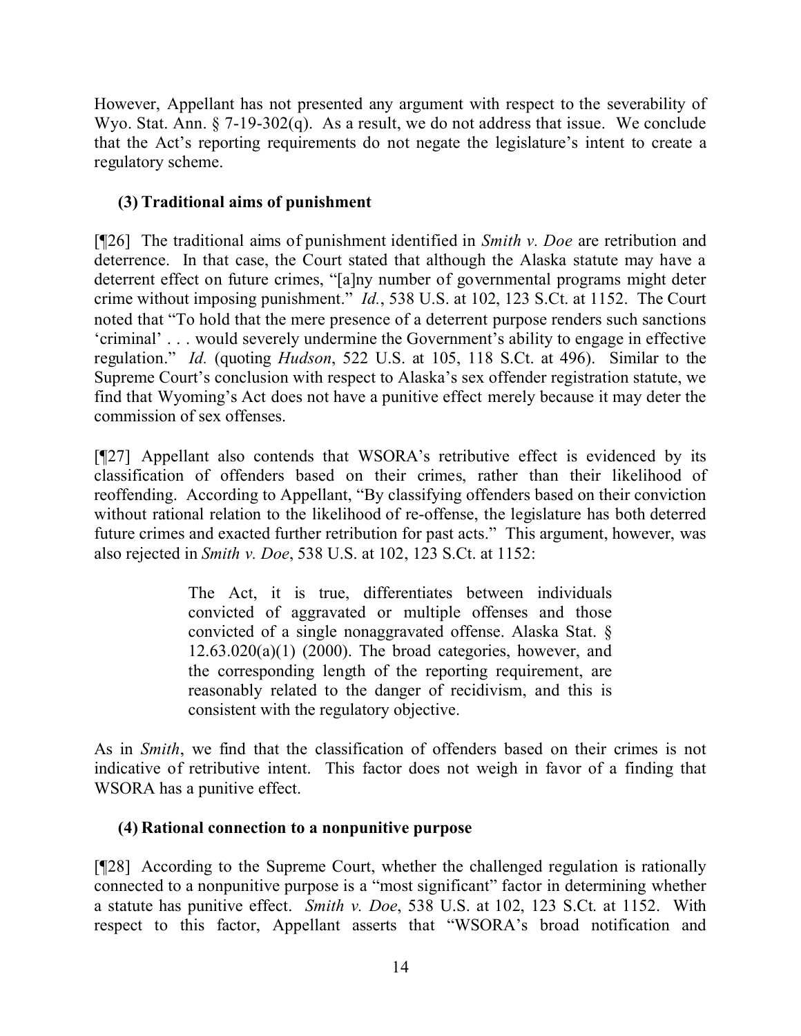However, Appellant has not presented any argument with respect to the severability of Wyo. Stat. Ann. § 7-19-302(q). As a result, we do not address that issue. We conclude that the Act's reporting requirements do not negate the legislature's intent to create a regulatory scheme.

### (3) Traditional aims of punishment

[¶26] The traditional aims of punishment identified in *Smith v. Doe* are retribution and deterrence. In that case, the Court stated that although the Alaska statute may have a deterrent effect on future crimes, "[a]ny number of governmental programs might deter crime without imposing punishment." *Id.*, 538 U.S. at 102, 123 S.Ct. at 1152. The Court noted that "To hold that the mere presence of a deterrent purpose renders such sanctions 'criminal' . . . would severely undermine the Government's ability to engage in effective regulation." *Id.* (quoting *Hudson*, 522 U.S. at 105, 118 S.Ct. at 496). Similar to the Supreme Court's conclusion with respect to Alaska's sex offender registration statute, we find that Wyoming's Act does not have a punitive effect merely because it may deter the commission of sex offenses.

[¶27] Appellant also contends that WSORA's retributive effect is evidenced by its classification of offenders based on their crimes, rather than their likelihood of reoffending. According to Appellant, "By classifying offenders based on their conviction without rational relation to the likelihood of re-offense, the legislature has both deterred future crimes and exacted further retribution for past acts." This argument, however, was also rejected in *Smith v. Doe*, 538 U.S. at 102, 123 S.Ct. at 1152:

> The Act, it is true, differentiates between individuals convicted of aggravated or multiple offenses and those convicted of a single nonaggravated offense. Alaska Stat. § 12.63.020(a)(1) (2000). The broad categories, however, and the corresponding length of the reporting requirement, are reasonably related to the danger of recidivism, and this is consistent with the regulatory objective.

As in *Smith*, we find that the classification of offenders based on their crimes is not indicative of retributive intent. This factor does not weigh in favor of a finding that WSORA has a punitive effect.

### (4) Rational connection to a nonpunitive purpose

[¶28] According to the Supreme Court, whether the challenged regulation is rationally connected to a nonpunitive purpose is a "most significant" factor in determining whether a statute has punitive effect. *Smith v. Doe*, 538 U.S. at 102, 123 S.Ct. at 1152. With respect to this factor, Appellant asserts that "WSORA's broad notification and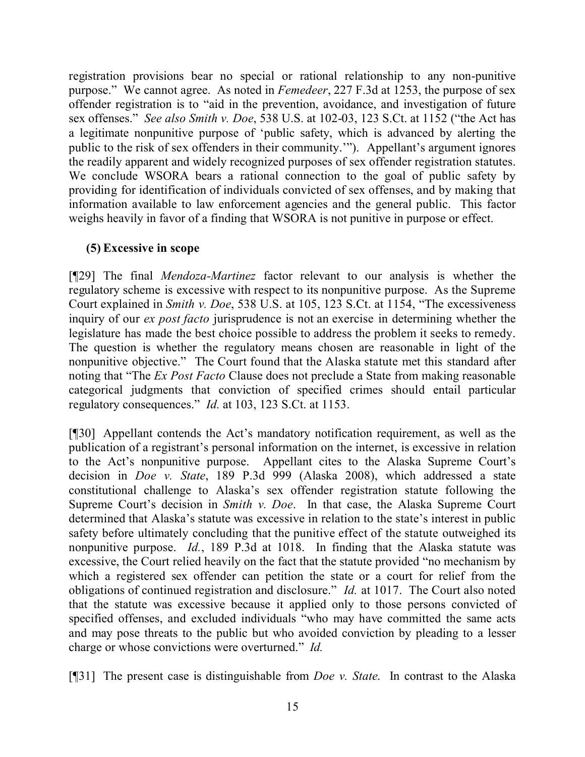registration provisions bear no special or rational relationship to any non-punitive purpose." We cannot agree. As noted in *Femedeer*, 227 F.3d at 1253, the purpose of sex offender registration is to "aid in the prevention, avoidance, and investigation of future sex offenses." *See also Smith v. Doe*, 538 U.S. at 102-03, 123 S.Ct. at 1152 ("the Act has a legitimate nonpunitive purpose of 'public safety, which is advanced by alerting the public to the risk of sex offenders in their community.'"). Appellant's argument ignores the readily apparent and widely recognized purposes of sex offender registration statutes. We conclude WSORA bears a rational connection to the goal of public safety by providing for identification of individuals convicted of sex offenses, and by making that information available to law enforcement agencies and the general public. This factor weighs heavily in favor of a finding that WSORA is not punitive in purpose or effect.

**(5) Excessive in scope**

[¶29] The final *Mendoza-Martinez* factor relevant to our analysis is whether the regulatory scheme is excessive with respect to its nonpunitive purpose. As the Supreme Court explained in *Smith v. Doe*, 538 U.S. at 105, 123 S.Ct. at 1154, "The excessiveness inquiry of our *ex post facto* jurisprudence is not an exercise in determining whether the legislature has made the best choice possible to address the problem it seeks to remedy. The question is whether the regulatory means chosen are reasonable in light of the nonpunitive objective." The Court found that the Alaska statute met this standard after noting that "The *Ex Post Facto* Clause does not preclude a State from making reasonable categorical judgments that conviction of specified crimes should entail particular regulatory consequences." *Id.* at 103, 123 S.Ct. at 1153.

[¶30] Appellant contends the Act's mandatory notification requirement, as well as the publication of a registrant's personal information on the internet, is excessive in relation to the Act's nonpunitive purpose. Appellant cites to the Alaska Supreme Court's decision in *Doe v. State*, 189 P.3d 999 (Alaska 2008), which addressed a state constitutional challenge to Alaska's sex offender registration statute following the Supreme Court's decision in *Smith v. Doe*. In that case, the Alaska Supreme Court determined that Alaska's statute was excessive in relation to the state's interest in public safety before ultimately concluding that the punitive effect of the statute outweighed its nonpunitive purpose. *Id.*, 189 P.3d at 1018. In finding that the Alaska statute was excessive, the Court relied heavily on the fact that the statute provided "no mechanism by which a registered sex offender can petition the state or a court for relief from the obligations of continued registration and disclosure." *Id.* at 1017. The Court also noted that the statute was excessive because it applied only to those persons convicted of specified offenses, and excluded individuals "who may have committed the same acts and may pose threats to the public but who avoided conviction by pleading to a lesser charge or whose convictions were overturned." *Id.*

[¶31] The present case is distinguishable from *Doe v. State*. In contrast to the Alaska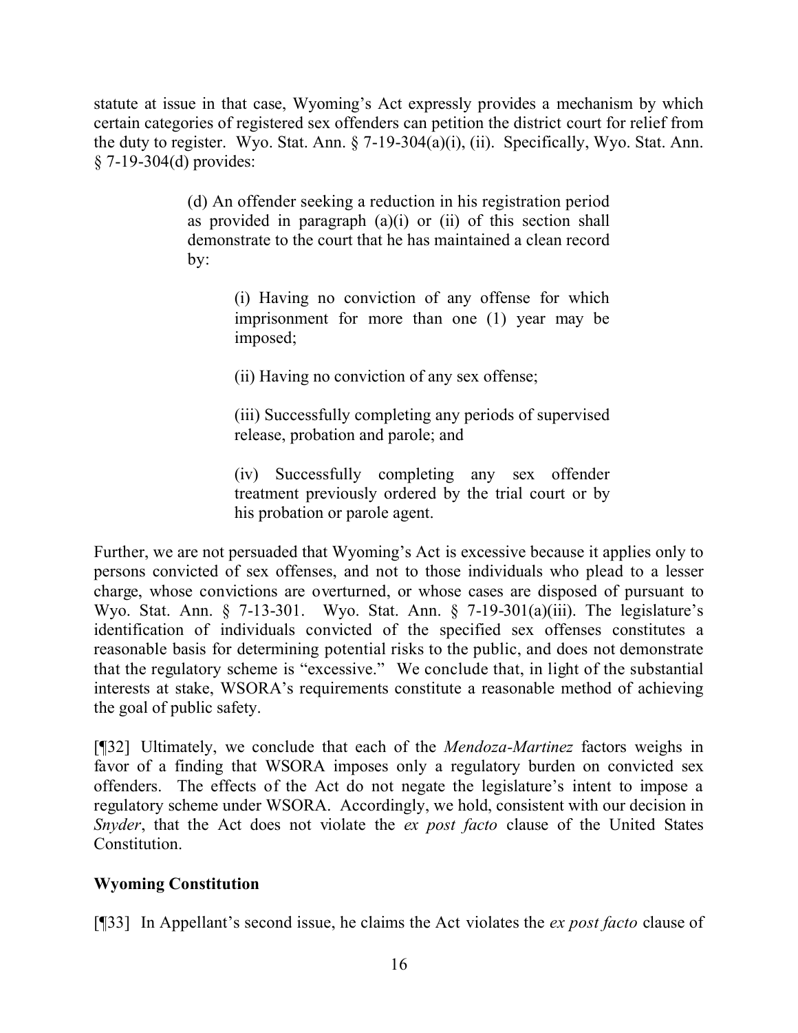statute at issue in that case, Wyoming's Act expressly provides a mechanism by which certain categories of registered sex offenders can petition the district court for relief from the duty to register. Wyo. Stat. Ann. § 7-19-304(a)(i), (ii). Specifically, Wyo. Stat. Ann. § 7-19-304(d) provides:

> (d) An offender seeking a reduction in his registration period as provided in paragraph (a)(i) or (ii) of this section shall demonstrate to the court that he has maintained a clean record by:
>
> > (i) Having no conviction of any offense for which imprisonment for more than one (1) year may be imposed;
> >
> > (ii) Having no conviction of any sex offense;
> >
> > (iii) Successfully completing any periods of supervised release, probation and parole; and
> >
> > (iv) Successfully completing any sex offender treatment previously ordered by the trial court or by his probation or parole agent.

Further, we are not persuaded that Wyoming's Act is excessive because it applies only to persons convicted of sex offenses, and not to those individuals who plead to a lesser charge, whose convictions are overturned, or whose cases are disposed of pursuant to Wyo. Stat. Ann. § 7-13-301. Wyo. Stat. Ann. § 7-19-301(a)(iii). The legislature's identification of individuals convicted of the specified sex offenses constitutes a reasonable basis for determining potential risks to the public, and does not demonstrate that the regulatory scheme is "excessive." We conclude that, in light of the substantial interests at stake, WSORA's requirements constitute a reasonable method of achieving the goal of public safety.

[¶32] Ultimately, we conclude that each of the *Mendoza-Martinez* factors weighs in favor of a finding that WSORA imposes only a regulatory burden on convicted sex offenders. The effects of the Act do not negate the legislature's intent to impose a regulatory scheme under WSORA. Accordingly, we hold, consistent with our decision in *Snyder*, that the Act does not violate the *ex post facto* clause of the United States Constitution.

**Wyoming Constitution**

[¶33] In Appellant's second issue, he claims the Act violates the *ex post facto* clause of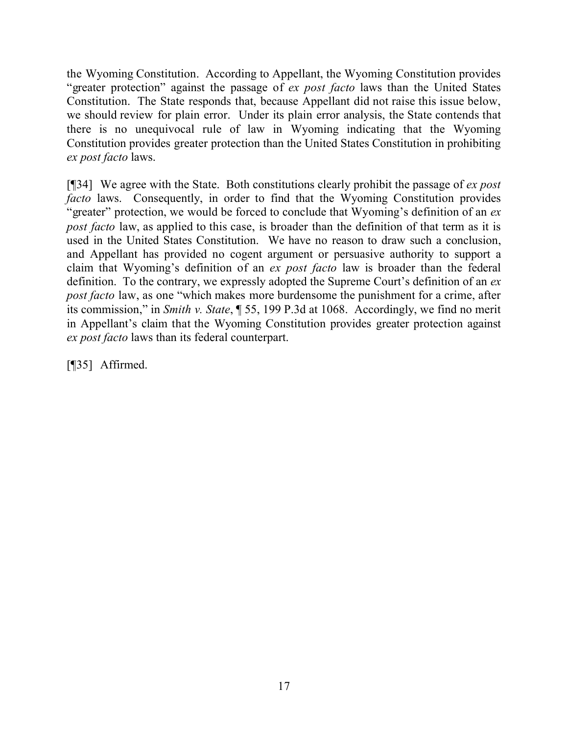the Wyoming Constitution. According to Appellant, the Wyoming Constitution provides "greater protection" against the passage of *ex post facto* laws than the United States Constitution. The State responds that, because Appellant did not raise this issue below, we should review for plain error. Under its plain error analysis, the State contends that there is no unequivocal rule of law in Wyoming indicating that the Wyoming Constitution provides greater protection than the United States Constitution in prohibiting *ex post facto* laws.

[¶34] We agree with the State. Both constitutions clearly prohibit the passage of *ex post facto* laws. Consequently, in order to find that the Wyoming Constitution provides "greater" protection, we would be forced to conclude that Wyoming's definition of an *ex post facto* law, as applied to this case, is broader than the definition of that term as it is used in the United States Constitution. We have no reason to draw such a conclusion, and Appellant has provided no cogent argument or persuasive authority to support a claim that Wyoming's definition of an *ex post facto* law is broader than the federal definition. To the contrary, we expressly adopted the Supreme Court's definition of an *ex post facto* law, as one "which makes more burdensome the punishment for a crime, after its commission," in *Smith v. State*, ¶ 55, 199 P.3d at 1068. Accordingly, we find no merit in Appellant's claim that the Wyoming Constitution provides greater protection against *ex post facto* laws than its federal counterpart.

[¶35] Affirmed.